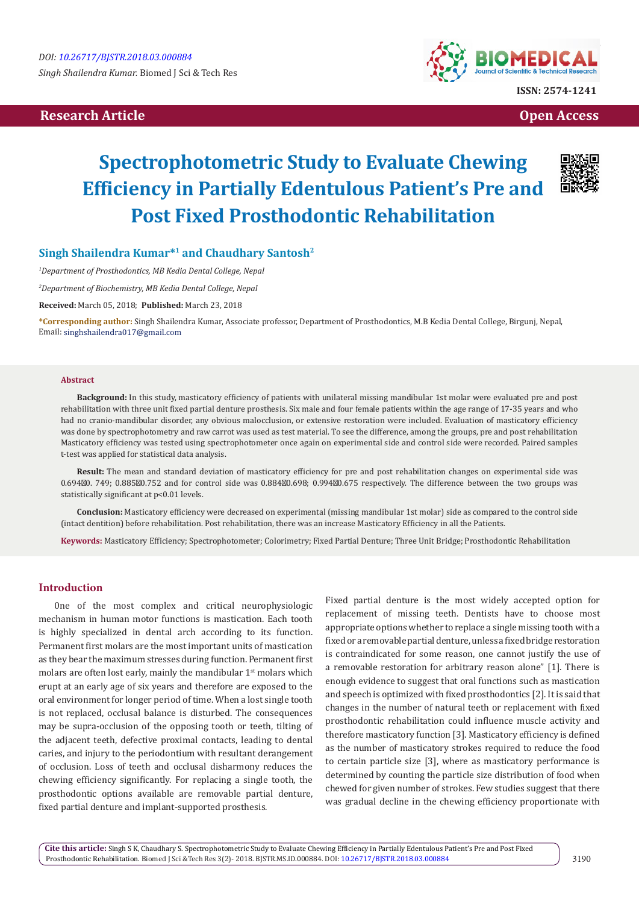DOI: 10.26717/BJSTR.2018.03.000884

*Singh Shailendra Kumar.* Biomed J Sci & Tech Res

ISSN: 2574-1241

Research Article | Open Access

# Spectrophotometric Study to Evaluate Chewing Efficiency in Partially Edentulous Patient's Pre and Post Fixed Prosthodontic Rehabilitation

**Singh Shailendra Kumar*[1] and Chaudhary Santosh[2]**

*[1]Department of Prosthodontics, MB Kedia Dental College, Nepal*

*[2]Department of Biochemistry, MB Kedia Dental College, Nepal*

**Received:** March 05, 2018; **Published:** March 23, 2018

***Corresponding author:** Singh Shailendra Kumar, Associate professor, Department of Prosthodontics, M.B Kedia Dental College, Birgunj, Nepal, Email: singhshailendra017@gmail.com

## Abstract

**Background:** In this study, masticatory efficiency of patients with unilateral missing mandibular 1st molar were evaluated pre and post rehabilitation with three unit fixed partial denture prosthesis. Six male and four female patients within the age range of 17-35 years and who had no cranio-mandibular disorder, any obvious malocclusion, or extensive restoration were included. Evaluation of masticatory efficiency was done by spectrophotometry and raw carrot was used as test material. To see the difference, among the groups, pre and post rehabilitation Masticatory efficiency was tested using spectrophotometer once again on experimental side and control side were recorded. Paired samples t-test was applied for statistical data analysis.

**Result:** The mean and standard deviation of masticatory efficiency for pre and post rehabilitation changes on experimental side was 0.694�0. 749; 0.885�0.752 and for control side was 0.884�0.698; 0.994�0.675 respectively. The difference between the two groups was statistically significant at $p<0.01$ levels.

**Conclusion:** Masticatory efficiency were decreased on experimental (missing mandibular 1st molar) side as compared to the control side (intact dentition) before rehabilitation. Post rehabilitation, there was an increase Masticatory Efficiency in all the Patients.

**Keywords:** Masticatory Efficiency; Spectrophotometer; Colorimetry; Fixed Partial Denture; Three Unit Bridge; Prosthodontic Rehabilitation

## Introduction

One of the most complex and critical neurophysiologic mechanism in human motor functions is mastication. Each tooth is highly specialized in dental arch according to its function. Permanent first molars are the most important units of mastication as they bear the maximum stresses during function. Permanent first molars are often lost early, mainly the mandibular 1st molars which erupt at an early age of six years and therefore are exposed to the oral environment for longer period of time. When a lost single tooth is not replaced, occlusal balance is disturbed. The consequences may be supra-occlusion of the opposing tooth or teeth, tilting of the adjacent teeth, defective proximal contacts, leading to dental caries, and injury to the periodontium with resultant derangement of occlusion. Loss of teeth and occlusal disharmony reduces the chewing efficiency significantly. For replacing a single tooth, the prosthodontic options available are removable partial denture, fixed partial denture and implant-supported prosthesis.

Fixed partial denture is the most widely accepted option for replacement of missing teeth. Dentists have to choose most appropriate options whether to replace a single missing tooth with a fixed or a removable partial denture, unless a fixed bridge restoration is contraindicated for some reason, one cannot justify the use of a removable restoration for arbitrary reason alone" [1]. There is enough evidence to suggest that oral functions such as mastication and speech is optimized with fixed prosthodontics [2]. It is said that changes in the number of natural teeth or replacement with fixed prosthodontic rehabilitation could influence muscle activity and therefore masticatory function [3]. Masticatory efficiency is defined as the number of masticatory strokes required to reduce the food to certain particle size [3], where as masticatory performance is determined by counting the particle size distribution of food when chewed for given number of strokes. Few studies suggest that there was gradual decline in the chewing efficiency proportionate with

**Cite this article:** Singh S K, Chaudhary S. Spectrophotometric Study to Evaluate Chewing Efficiency in Partially Edentulous Patient's Pre and Post Fixed Prosthodontic Rehabilitation. Biomed J Sci &Tech Res 3(2)- 2018. BJSTR.MS.ID.000884. DOI: 10.26717/BJSTR.2018.03.000884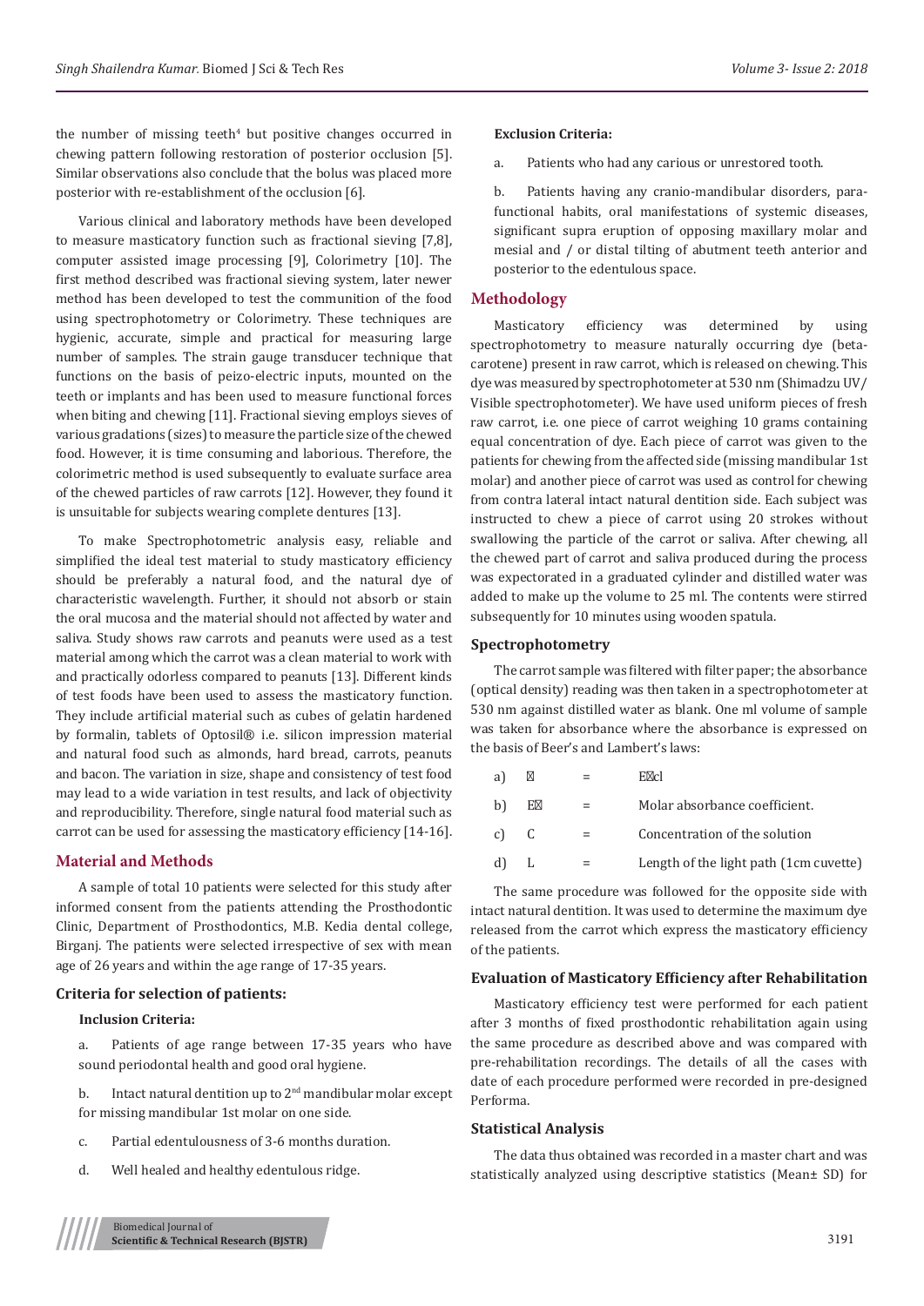the number of missing teeth[4] but positive changes occurred in chewing pattern following restoration of posterior occlusion [5]. Similar observations also conclude that the bolus was placed more posterior with re-establishment of the occlusion [6].

Various clinical and laboratory methods have been developed to measure masticatory function such as fractional sieving [7,8], computer assisted image processing [9], Colorimetry [10]. The first method described was fractional sieving system, later newer method has been developed to test the communition of the food using spectrophotometry or Colorimetry. These techniques are hygienic, accurate, simple and practical for measuring large number of samples. The strain gauge transducer technique that functions on the basis of peizo-electric inputs, mounted on the teeth or implants and has been used to measure functional forces when biting and chewing [11]. Fractional sieving employs sieves of various gradations (sizes) to measure the particle size of the chewed food. However, it is time consuming and laborious. Therefore, the colorimetric method is used subsequently to evaluate surface area of the chewed particles of raw carrots [12]. However, they found it is unsuitable for subjects wearing complete dentures [13].

To make Spectrophotometric analysis easy, reliable and simplified the ideal test material to study masticatory efficiency should be preferably a natural food, and the natural dye of characteristic wavelength. Further, it should not absorb or stain the oral mucosa and the material should not affected by water and saliva. Study shows raw carrots and peanuts were used as a test material among which the carrot was a clean material to work with and practically odorless compared to peanuts [13]. Different kinds of test foods have been used to assess the masticatory function. They include artificial material such as cubes of gelatin hardened by formalin, tablets of Optosil® i.e. silicon impression material and natural food such as almonds, hard bread, carrots, peanuts and bacon. The variation in size, shape and consistency of test food may lead to a wide variation in test results, and lack of objectivity and reproducibility. Therefore, single natural food material such as carrot can be used for assessing the masticatory efficiency [14-16].

## Material and Methods

A sample of total 10 patients were selected for this study after informed consent from the patients attending the Prosthodontic Clinic, Department of Prosthodontics, M.B. Kedia dental college, Birganj. The patients were selected irrespective of sex with mean age of 26 years and within the age range of 17-35 years.

### Criteria for selection of patients:

**Inclusion Criteria:**

a. Patients of age range between 17-35 years who have sound periodontal health and good oral hygiene.

b. Intact natural dentition up to 2nd mandibular molar except for missing mandibular 1st molar on one side.

c. Partial edentulousness of 3-6 months duration.

d. Well healed and healthy edentulous ridge.

**Exclusion Criteria:**

a. Patients who had any carious or unrestored tooth.

b. Patients having any cranio-mandibular disorders, para-functional habits, oral manifestations of systemic diseases, significant supra eruption of opposing maxillary molar and mesial and / or distal tilting of abutment teeth anterior and posterior to the edentulous space.

## Methodology

Masticatory efficiency was determined by using spectrophotometry to measure naturally occurring dye (beta-carotene) present in raw carrot, which is released on chewing. This dye was measured by spectrophotometer at 530 nm (Shimadzu UV/Visible spectrophotometer). We have used uniform pieces of fresh raw carrot, i.e. one piece of carrot weighing 10 grams containing equal concentration of dye. Each piece of carrot was given to the patients for chewing from the affected side (missing mandibular 1st molar) and another piece of carrot was used as control for chewing from contra lateral intact natural dentition side. Each subject was instructed to chew a piece of carrot using 20 strokes without swallowing the particle of the carrot or saliva. After chewing, all the chewed part of carrot and saliva produced during the process was expectorated in a graduated cylinder and distilled water was added to make up the volume to 25 ml. The contents were stirred subsequently for 10 minutes using wooden spatula.

### Spectrophotometry

The carrot sample was filtered with filter paper; the absorbance (optical density) reading was then taken in a spectrophotometer at 530 nm against distilled water as blank. One ml volume of sample was taken for absorbance where the absorbance is expressed on the basis of Beer's and Lambert's laws:

a) $A$ = $\varepsilon cl$

b) $\varepsilon$ = Molar absorbance coefficient.

c) C = Concentration of the solution

d) L = Length of the light path (1cm cuvette)

The same procedure was followed for the opposite side with intact natural dentition. It was used to determine the maximum dye released from the carrot which express the masticatory efficiency of the patients.

### Evaluation of Masticatory Efficiency after Rehabilitation

Masticatory efficiency test were performed for each patient after 3 months of fixed prosthodontic rehabilitation again using the same procedure as described above and was compared with pre-rehabilitation recordings. The details of all the cases with date of each procedure performed were recorded in pre-designed Performa.

### Statistical Analysis

The data thus obtained was recorded in a master chart and was statistically analyzed using descriptive statistics (Mean± SD) for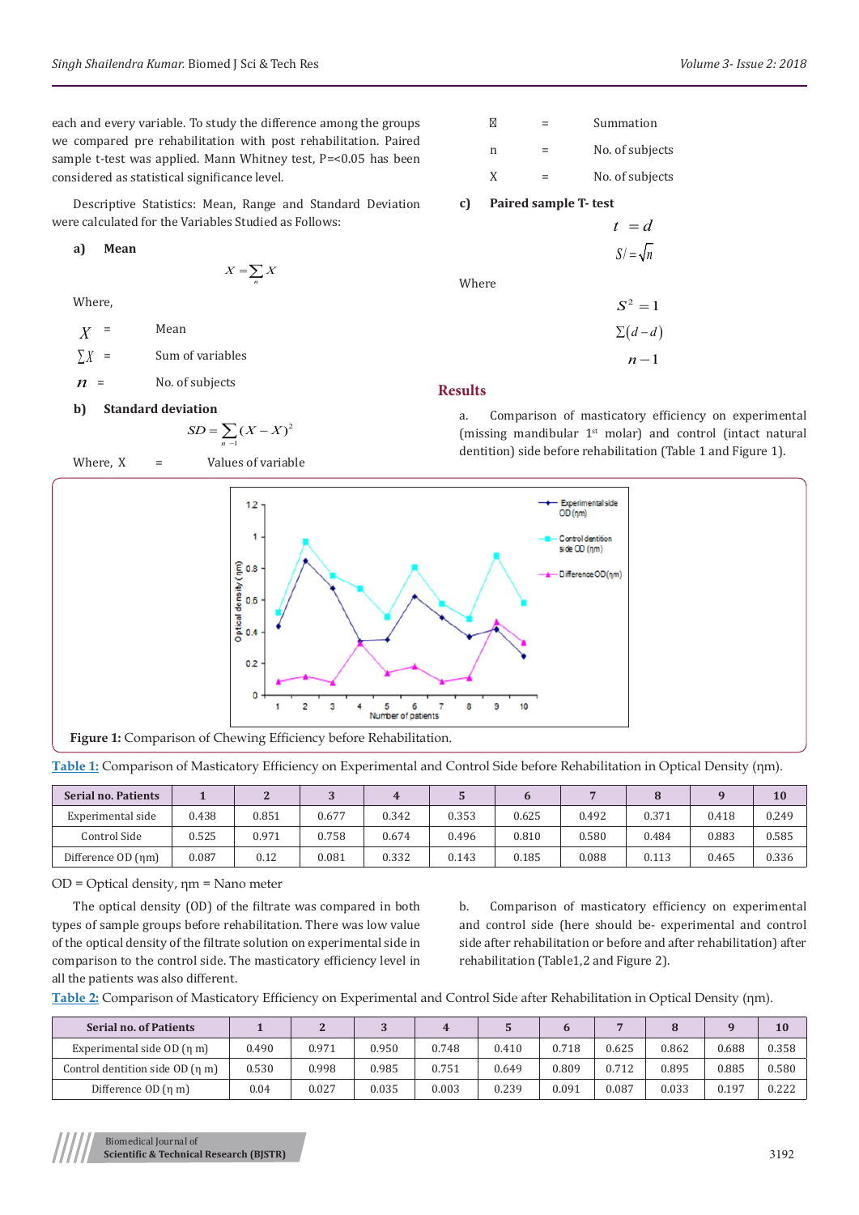each and every variable. To study the difference among the groups we compared pre rehabilitation with post rehabilitation. Paired sample t-test was applied. Mann Whitney test, P=<0.05 has been considered as statistical significance level.

Descriptive Statistics: Mean, Range and Standard Deviation were calculated for the Variables Studied as Follows:

**a) Mean**

$$X = \sum_{n} X$$

Where,

$X$ = Mean

$\sum X$ = Sum of variables

$n$ = No. of subjects

**b) Standard deviation**

$$SD = \sum_{n-1} (X - X)^2$$

Where, X = Values of variable

∑ = Summation

n = No. of subjects

X = No. of subjects

**c) Paired sample T- test**

$$t = d$$

$$S / = \sqrt{n}$$

Where

$$S^2 = 1$$

$$\Sigma(d - d)$$

$$n - 1$$

## Results

a. Comparison of masticatory efficiency on experimental (missing mandibular 1st molar) and control (intact natural dentition) side before rehabilitation (Table 1 and Figure 1).

**Figure 1:** Comparison of Chewing Efficiency before Rehabilitation.

**Table 1:** Comparison of Masticatory Efficiency on Experimental and Control Side before Rehabilitation in Optical Density (ηm).

| Serial no. Patients | 1 | 2 | 3 | 4 | 5 | 6 | 7 | 8 | 9 | 10 |
|---|---|---|---|---|---|---|---|---|---|---|
| Experimental side | 0.438 | 0.851 | 0.677 | 0.342 | 0.353 | 0.625 | 0.492 | 0.371 | 0.418 | 0.249 |
| Control Side | 0.525 | 0.971 | 0.758 | 0.674 | 0.496 | 0.810 | 0.580 | 0.484 | 0.883 | 0.585 |
| Difference OD (ηm) | 0.087 | 0.12 | 0.081 | 0.332 | 0.143 | 0.185 | 0.088 | 0.113 | 0.465 | 0.336 |

OD = Optical density, ηm = Nano meter

The optical density (OD) of the filtrate was compared in both types of sample groups before rehabilitation. There was low value of the optical density of the filtrate solution on experimental side in comparison to the control side. The masticatory efficiency level in all the patients was also different.

b. Comparison of masticatory efficiency on experimental and control side (here should be- experimental and control side after rehabilitation or before and after rehabilitation) after rehabilitation (Table1,2 and Figure 2).

**Table 2:** Comparison of Masticatory Efficiency on Experimental and Control Side after Rehabilitation in Optical Density (ηm).

| Serial no. of Patients | 1 | 2 | 3 | 4 | 5 | 6 | 7 | 8 | 9 | 10 |
|---|---|---|---|---|---|---|---|---|---|---|
| Experimental side OD (η m) | 0.490 | 0.971 | 0.950 | 0.748 | 0.410 | 0.718 | 0.625 | 0.862 | 0.688 | 0.358 |
| Control dentition side OD (η m) | 0.530 | 0.998 | 0.985 | 0.751 | 0.649 | 0.809 | 0.712 | 0.895 | 0.885 | 0.580 |
| Difference OD (η m) | 0.04 | 0.027 | 0.035 | 0.003 | 0.239 | 0.091 | 0.087 | 0.033 | 0.197 | 0.222 |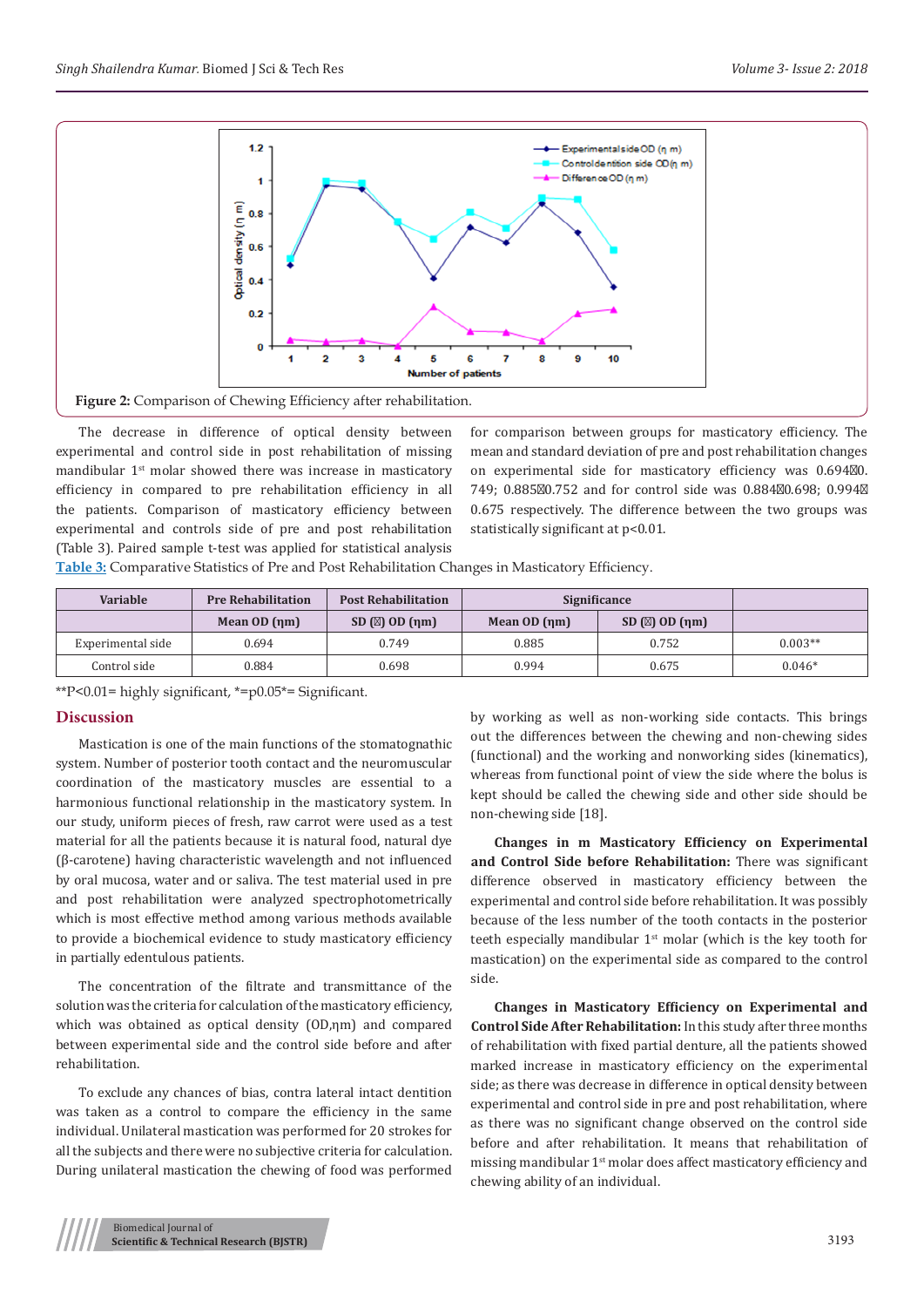Figure 2: Comparison of Chewing Efficiency after rehabilitation.

The decrease in difference of optical density between experimental and control side in post rehabilitation of missing mandibular 1st molar showed there was increase in masticatory efficiency in compared to pre rehabilitation efficiency in all the patients. Comparison of masticatory efficiency between experimental and controls side of pre and post rehabilitation (Table 3). Paired sample t-test was applied for statistical analysis for comparison between groups for masticatory efficiency. The mean and standard deviation of pre and post rehabilitation changes on experimental side for masticatory efficiency was 0.694�0.749; 0.885�0.752 and for control side was 0.884�0.698; 0.994�0.675 respectively. The difference between the two groups was statistically significant at p<0.01.

Table 3: Comparative Statistics of Pre and Post Rehabilitation Changes in Masticatory Efficiency.

| Variable | Pre Rehabilitation | Post Rehabilitation | Significance | | |
|---|---|---|---|---|---|
| | Mean OD (ηm) | SD (�) OD (ηm) | Mean OD (ηm) | SD (�) OD (ηm) | |
| Experimental side | 0.694 | 0.749 | 0.885 | 0.752 | 0.003** |
| Control side | 0.884 | 0.698 | 0.994 | 0.675 | 0.046* |

**P<0.01= highly significant, *=p0.05*= Significant.

## Discussion

Mastication is one of the main functions of the stomatognathic system. Number of posterior tooth contact and the neuromuscular coordination of the masticatory muscles are essential to a harmonious functional relationship in the masticatory system. In our study, uniform pieces of fresh, raw carrot were used as a test material for all the patients because it is natural food, natural dye (β-carotene) having characteristic wavelength and not influenced by oral mucosa, water and or saliva. The test material used in pre and post rehabilitation were analyzed spectrophotometrically which is most effective method among various methods available to provide a biochemical evidence to study masticatory efficiency in partially edentulous patients.

The concentration of the filtrate and transmittance of the solution was the criteria for calculation of the masticatory efficiency, which was obtained as optical density (OD,ηm) and compared between experimental side and the control side before and after rehabilitation.

To exclude any chances of bias, contra lateral intact dentition was taken as a control to compare the efficiency in the same individual. Unilateral mastication was performed for 20 strokes for all the subjects and there were no subjective criteria for calculation. During unilateral mastication the chewing of food was performed by working as well as non-working side contacts. This brings out the differences between the chewing and non-chewing sides (functional) and the working and nonworking sides (kinematics), whereas from functional point of view the side where the bolus is kept should be called the chewing side and other side should be non-chewing side [18].

**Changes in m Masticatory Efficiency on Experimental and Control Side before Rehabilitation:** There was significant difference observed in masticatory efficiency between the experimental and control side before rehabilitation. It was possibly because of the less number of the tooth contacts in the posterior teeth especially mandibular 1st molar (which is the key tooth for mastication) on the experimental side as compared to the control side.

**Changes in Masticatory Efficiency on Experimental and Control Side After Rehabilitation:** In this study after three months of rehabilitation with fixed partial denture, all the patients showed marked increase in masticatory efficiency on the experimental side; as there was decrease in difference in optical density between experimental and control side in pre and post rehabilitation, where as there was no significant change observed on the control side before and after rehabilitation. It means that rehabilitation of missing mandibular 1st molar does affect masticatory efficiency and chewing ability of an individual.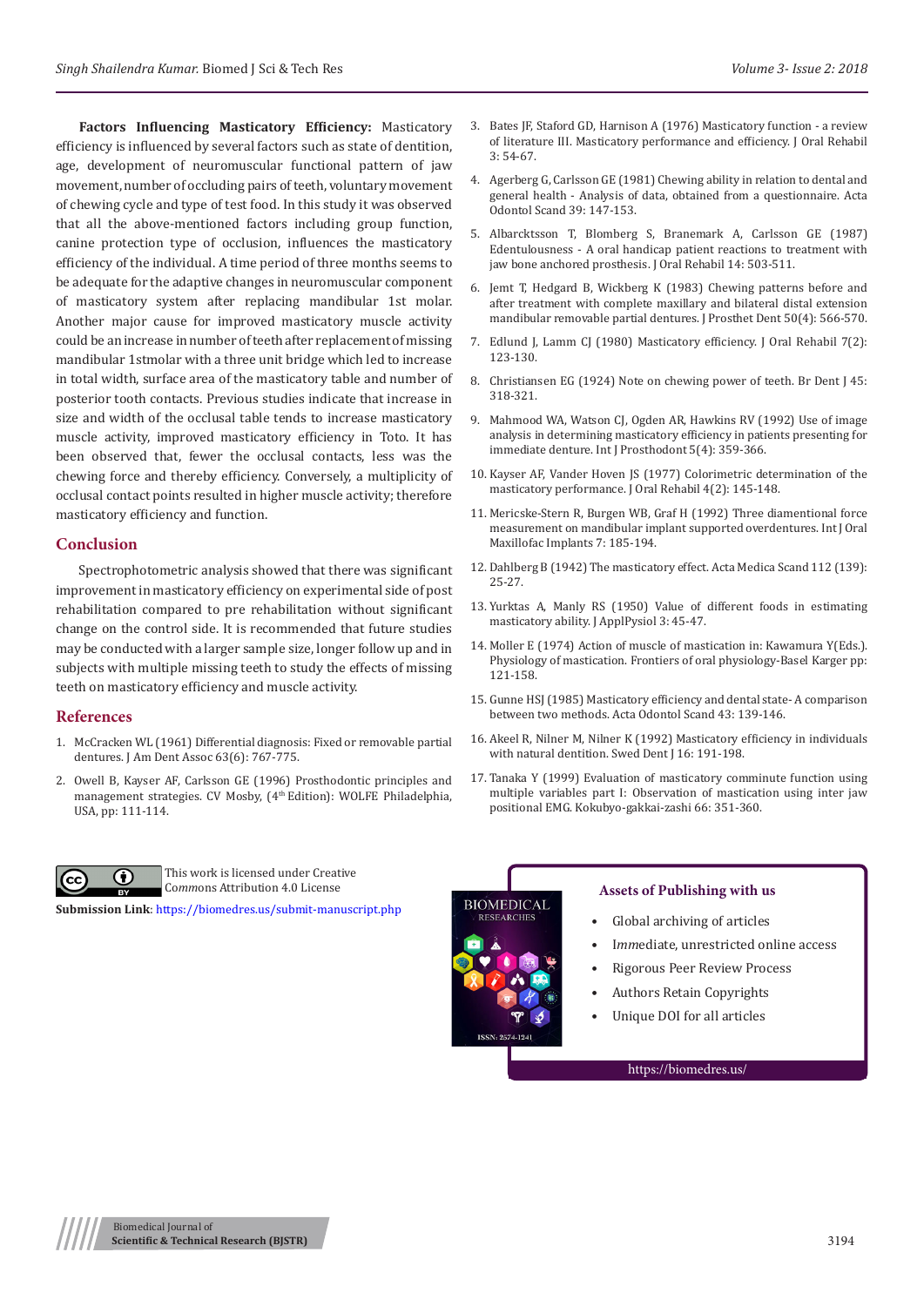**Factors Influencing Masticatory Efficiency:** Masticatory efficiency is influenced by several factors such as state of dentition, age, development of neuromuscular functional pattern of jaw movement, number of occluding pairs of teeth, voluntary movement of chewing cycle and type of test food. In this study it was observed that all the above-mentioned factors including group function, canine protection type of occlusion, influences the masticatory efficiency of the individual. A time period of three months seems to be adequate for the adaptive changes in neuromuscular component of masticatory system after replacing mandibular 1st molar. Another major cause for improved masticatory muscle activity could be an increase in number of teeth after replacement of missing mandibular 1stmolar with a three unit bridge which led to increase in total width, surface area of the masticatory table and number of posterior tooth contacts. Previous studies indicate that increase in size and width of the occlusal table tends to increase masticatory muscle activity, improved masticatory efficiency in Toto. It has been observed that, fewer the occlusal contacts, less was the chewing force and thereby efficiency. Conversely, a multiplicity of occlusal contact points resulted in higher muscle activity; therefore masticatory efficiency and function.

## Conclusion

Spectrophotometric analysis showed that there was significant improvement in masticatory efficiency on experimental side of post rehabilitation compared to pre rehabilitation without significant change on the control side. It is recommended that future studies may be conducted with a larger sample size, longer follow up and in subjects with multiple missing teeth to study the effects of missing teeth on masticatory efficiency and muscle activity.

## References

1. McCracken WL (1961) Differential diagnosis: Fixed or removable partial dentures. J Am Dent Assoc 63(6): 767-775.
2. Owell B, Kayser AF, Carlsson GE (1996) Prosthodontic principles and management strategies. CV Mosby, (4th Edition): WOLFE Philadelphia, USA, pp: 111-114.
3. Bates JF, Staford GD, Harnison A (1976) Masticatory function - a review of literature III. Masticatory performance and efficiency. J Oral Rehabil 3: 54-67.
4. Agerberg G, Carlsson GE (1981) Chewing ability in relation to dental and general health - Analysis of data, obtained from a questionnaire. Acta Odontol Scand 39: 147-153.
5. Albarcktsson T, Blomberg S, Branemark A, Carlsson GE (1987) Edentulousness - A oral handicap patient reactions to treatment with jaw bone anchored prosthesis. J Oral Rehabil 14: 503-511.
6. Jemt T, Hedgard B, Wickberg K (1983) Chewing patterns before and after treatment with complete maxillary and bilateral distal extension mandibular removable partial dentures. J Prosthet Dent 50(4): 566-570.
7. Edlund J, Lamm CJ (1980) Masticatory efficiency. J Oral Rehabil 7(2): 123-130.
8. Christiansen EG (1924) Note on chewing power of teeth. Br Dent J 45: 318-321.
9. Mahmood WA, Watson CJ, Ogden AR, Hawkins RV (1992) Use of image analysis in determining masticatory efficiency in patients presenting for immediate denture. Int J Prosthodont 5(4): 359-366.
10. Kayser AF, Vander Hoven JS (1977) Colorimetric determination of the masticatory performance. J Oral Rehabil 4(2): 145-148.
11. Mericske-Stern R, Burgen WB, Graf H (1992) Three diamentional force measurement on mandibular implant supported overdentures. Int J Oral Maxillofac Implants 7: 185-194.
12. Dahlberg B (1942) The masticatory effect. Acta Medica Scand 112 (139): 25-27.
13. Yurktas A, Manly RS (1950) Value of different foods in estimating masticatory ability. J ApplPysiol 3: 45-47.
14. Moller E (1974) Action of muscle of mastication in: Kawamura Y(Eds.). Physiology of mastication. Frontiers of oral physiology-Basel Karger pp: 121-158.
15. Gunne HSJ (1985) Masticatory efficiency and dental state- A comparison between two methods. Acta Odontol Scand 43: 139-146.
16. Akeel R, Nilner M, Nilner K (1992) Masticatory efficiency in individuals with natural dentition. Swed Dent J 16: 191-198.
17. Tanaka Y (1999) Evaluation of masticatory comminute function using multiple variables part I: Observation of mastication using inter jaw positional EMG. Kokubyo-gakkai-zashi 66: 351-360.

This work is licensed under Creative Commons Attribution 4.0 License

**Submission Link**: https://biomedres.us/submit-manuscript.php

**Assets of Publishing with us**

- Global archiving of articles
- Immediate, unrestricted online access
- Rigorous Peer Review Process
- Authors Retain Copyrights
- Unique DOI for all articles

https://biomedres.us/